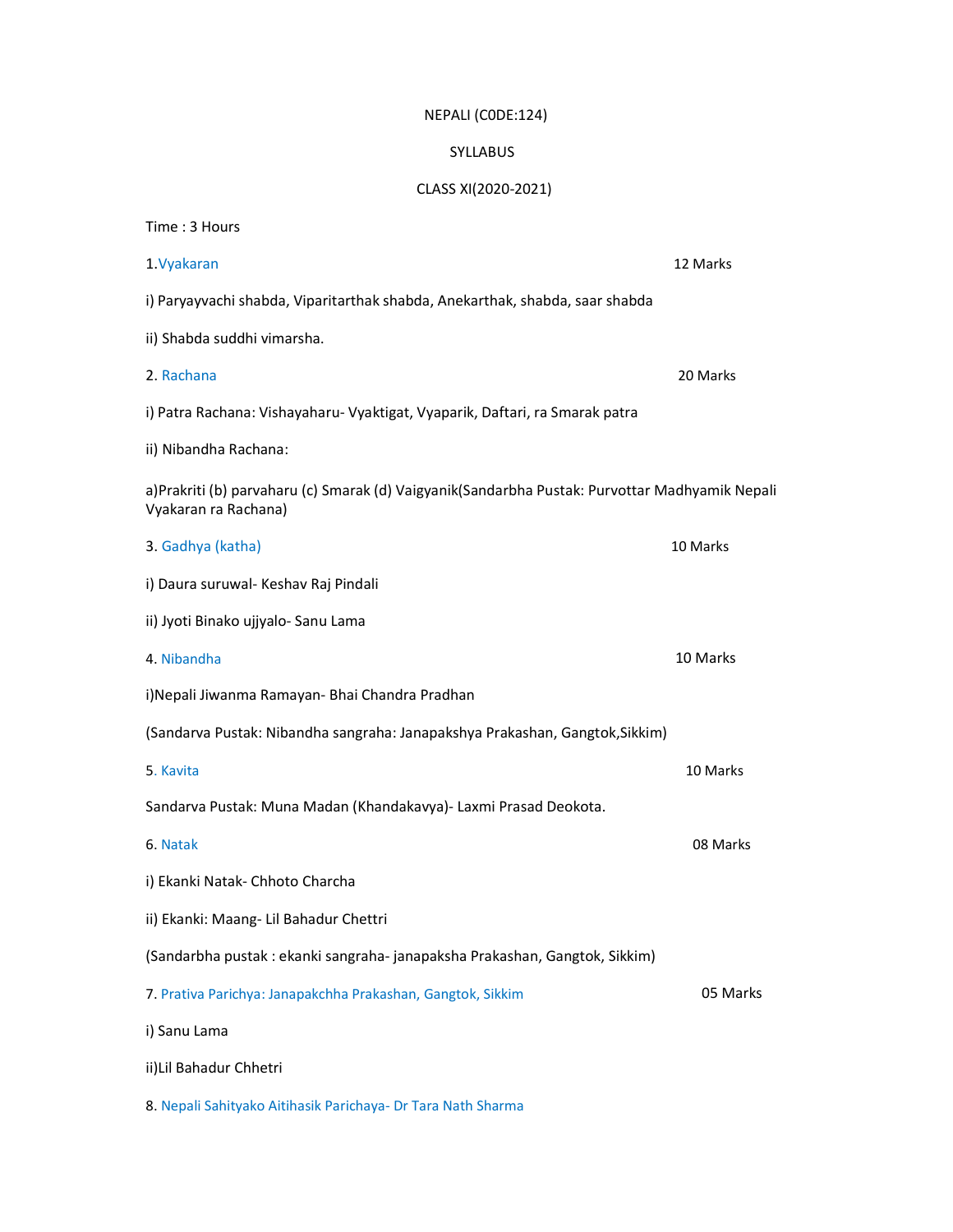# NEPALI (C0DE:124)

## SYLLABUS

## CLASS XI(2020-2021)

Time : 3 Hours

**1.Vyakaran** — 12 Marks

i) Paryayvachi shabda, Viparitarthak shabda, Anekarthak, shabda, saar shabda

ii) Shabda suddhi vimarsha.

**2. Rachana** — 20 Marks

i) Patra Rachana: Vishayaharu- Vyaktigat, Vyaparik, Daftari, ra Smarak patra

ii) Nibandha Rachana:

a)Prakriti (b) parvaharu (c) Smarak (d) Vaigyanik(Sandarbha Pustak: Purvottar Madhyamik Nepali Vyakaran ra Rachana)

**3. Gadhya (katha)** — 10 Marks

i) Daura suruwal- Keshav Raj Pindali

ii) Jyoti Binako ujjyalo- Sanu Lama

**4. Nibandha** — 10 Marks

i)Nepali Jiwanma Ramayan- Bhai Chandra Pradhan

(Sandarva Pustak: Nibandha sangraha: Janapakshya Prakashan, Gangtok,Sikkim)

**5. Kavita** — 10 Marks

Sandarva Pustak: Muna Madan (Khandakavya)- Laxmi Prasad Deokota.

**6. Natak** — 08 Marks

i) Ekanki Natak- Chhoto Charcha

ii) Ekanki: Maang- Lil Bahadur Chettri

(Sandarbha pustak : ekanki sangraha- janapaksha Prakashan, Gangtok, Sikkim)

**7. Prativa Parichya: Janapakchha Prakashan, Gangtok, Sikkim** — 05 Marks

i) Sanu Lama

ii)Lil Bahadur Chhetri

**8. Nepali Sahityako Aitihasik Parichaya- Dr Tara Nath Sharma**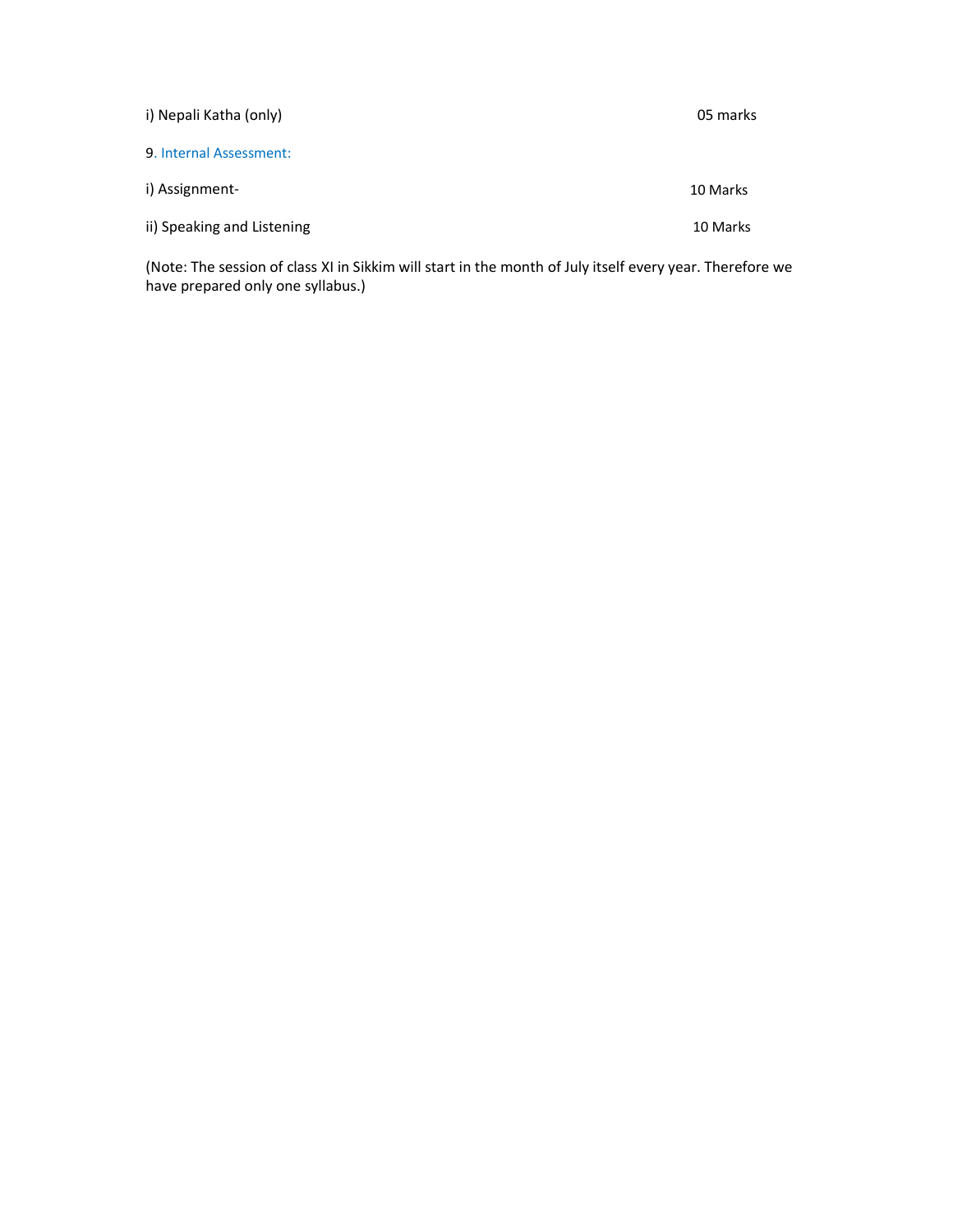i) Nepali Katha (only) 05 marks

9. Internal Assessment:

i) Assignment- 10 Marks

ii) Speaking and Listening 10 Marks

(Note: The session of class XI in Sikkim will start in the month of July itself every year. Therefore we have prepared only one syllabus.)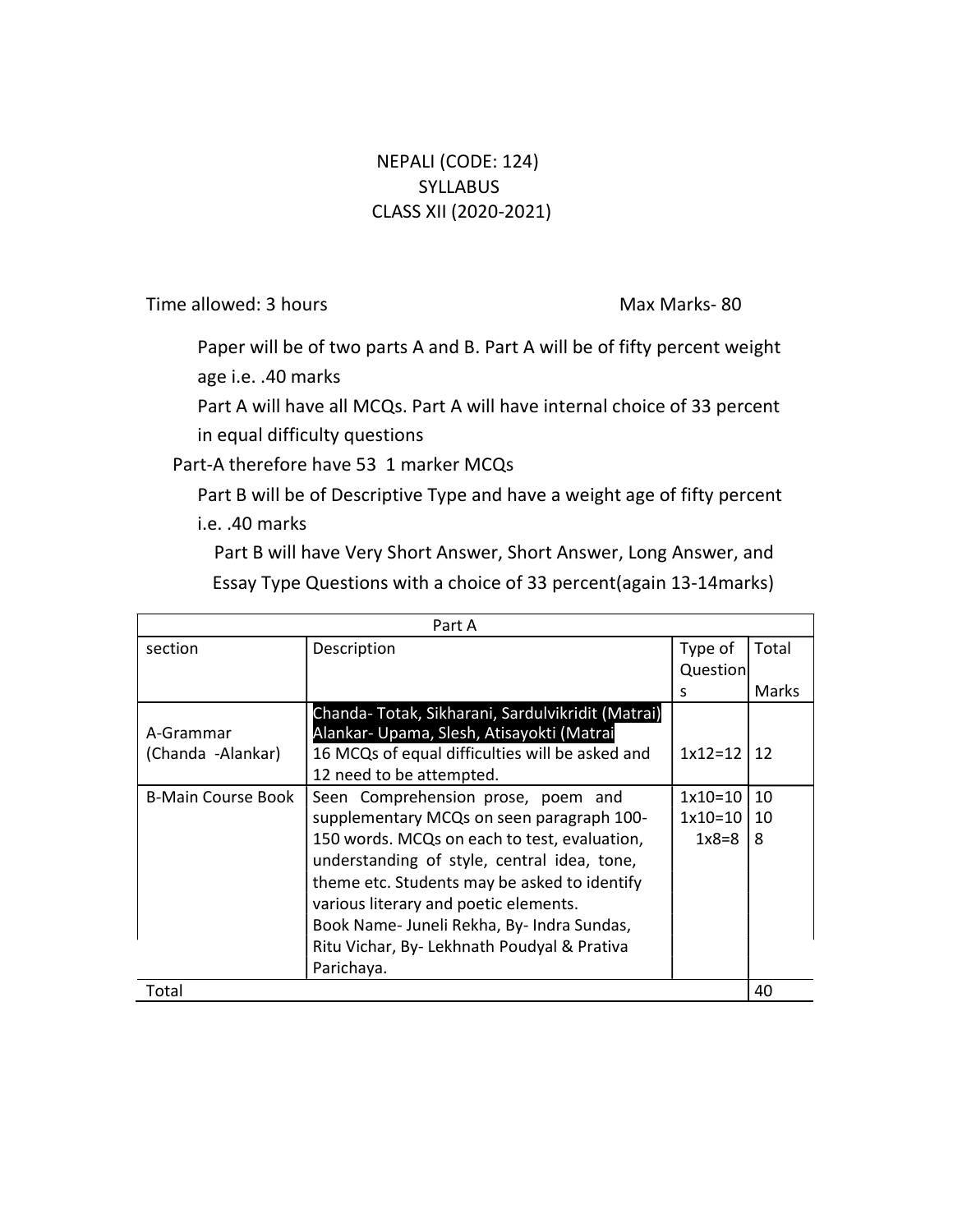# NEPALI (CODE: 124)
# SYLLABUS
# CLASS XII (2020-2021)

Time allowed: 3 hours                                                    Max Marks- 80

Paper will be of two parts A and B. Part A will be of fifty percent weight age i.e. .40 marks

Part A will have all MCQs. Part A will have internal choice of 33 percent in equal difficulty questions

Part-A therefore have 53 1 marker MCQs

Part B will be of Descriptive Type and have a weight age of fifty percent i.e. .40 marks

Part B will have Very Short Answer, Short Answer, Long Answer, and Essay Type Questions with a choice of 33 percent(again 13-14marks)

| Part A | | | |
|---|---|---|---|
| section | Description | Type of Questions | Total Marks |
| A-Grammar (Chanda -Alankar) | Chanda- Totak, Sikharani, Sardulvikridit (Matrai) Alankar- Upama, Slesh, Atisayokti (Matrai 16 MCQs of equal difficulties will be asked and 12 need to be attempted. | 1x12=12 | 12 |
| B-Main Course Book | Seen Comprehension prose, poem and supplementary MCQs on seen paragraph 100-150 words. MCQs on each to test, evaluation, understanding of style, central idea, tone, theme etc. Students may be asked to identify various literary and poetic elements. Book Name- Juneli Rekha, By- Indra Sundas, Ritu Vichar, By- Lekhnath Poudyal & Prativa Parichaya. | 1x10=10<br>1x10=10<br>1x8=8 | 10<br>10<br>8 |
| Total | | | 40 |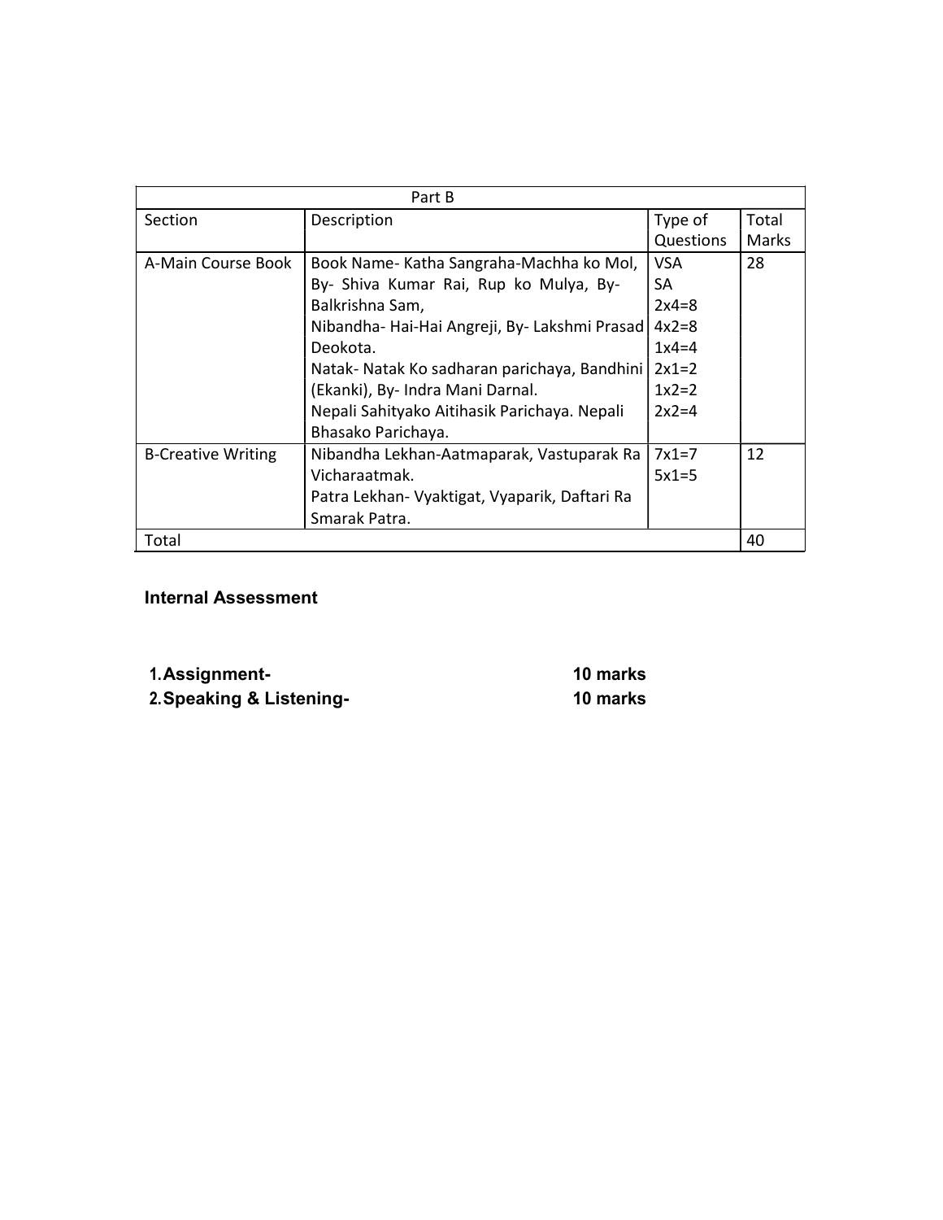| Part B | | | |
|---|---|---|---|
| Section | Description | Type of Questions | Total Marks |
| A-Main Course Book | Book Name- Katha Sangraha-Machha ko Mol, By- Shiva Kumar Rai, Rup ko Mulya, By- Balkrishna Sam, Nibandha- Hai-Hai Angreji, By- Lakshmi Prasad Deokota. Natak- Natak Ko sadharan parichaya, Bandhini (Ekanki), By- Indra Mani Darnal. Nepali Sahityako Aitihasik Parichaya. Nepali Bhasako Parichaya. | VSA SA 2x4=8 4x2=8 1x4=4 2x1=2 1x2=2 2x2=4 | 28 |
| B-Creative Writing | Nibandha Lekhan-Aatmaparak, Vastuparak Ra Vicharaatmak. Patra Lekhan- Vyaktigat, Vyaparik, Daftari Ra Smarak Patra. | 7x1=7 5x1=5 | 12 |
| Total | | | 40 |

**Internal Assessment**

1. **Assignment-** **10 marks**
2. **Speaking & Listening-** **10 marks**